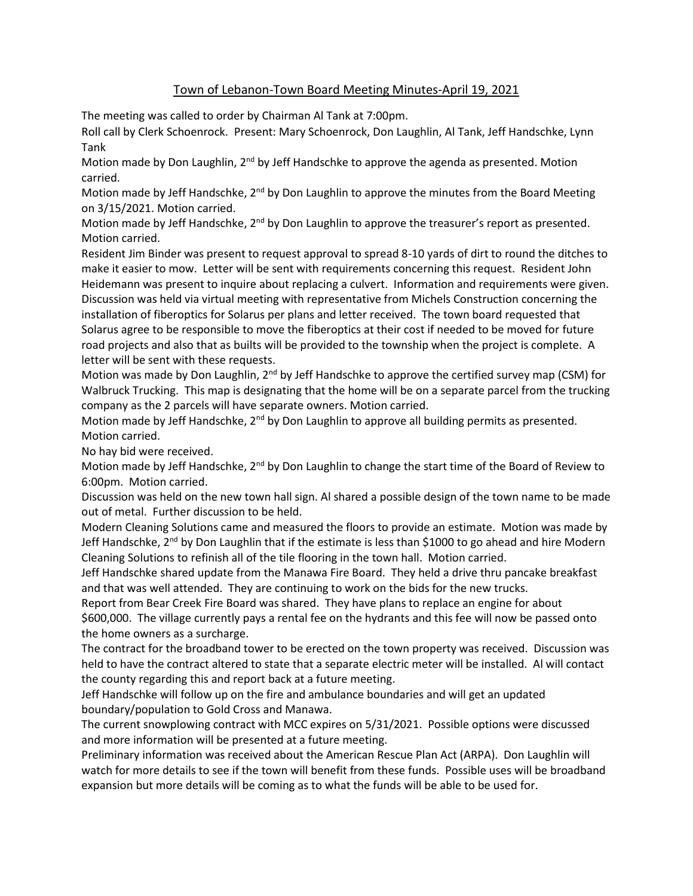# Town of Lebanon-Town Board Meeting Minutes-April 19, 2021

The meeting was called to order by Chairman Al Tank at 7:00pm.

Roll call by Clerk Schoenrock. Present: Mary Schoenrock, Don Laughlin, Al Tank, Jeff Handschke, Lynn Tank

Motion made by Don Laughlin, 2nd by Jeff Handschke to approve the agenda as presented. Motion carried.

Motion made by Jeff Handschke, 2nd by Don Laughlin to approve the minutes from the Board Meeting on 3/15/2021. Motion carried.

Motion made by Jeff Handschke, 2nd by Don Laughlin to approve the treasurer's report as presented. Motion carried.

Resident Jim Binder was present to request approval to spread 8-10 yards of dirt to round the ditches to make it easier to mow. Letter will be sent with requirements concerning this request. Resident John Heidemann was present to inquire about replacing a culvert. Information and requirements were given.

Discussion was held via virtual meeting with representative from Michels Construction concerning the installation of fiberoptics for Solarus per plans and letter received. The town board requested that Solarus agree to be responsible to move the fiberoptics at their cost if needed to be moved for future road projects and also that as builts will be provided to the township when the project is complete. A letter will be sent with these requests.

Motion was made by Don Laughlin, 2nd by Jeff Handschke to approve the certified survey map (CSM) for Walbruck Trucking. This map is designating that the home will be on a separate parcel from the trucking company as the 2 parcels will have separate owners. Motion carried.

Motion made by Jeff Handschke, 2nd by Don Laughlin to approve all building permits as presented. Motion carried.

No hay bid were received.

Motion made by Jeff Handschke, 2nd by Don Laughlin to change the start time of the Board of Review to 6:00pm. Motion carried.

Discussion was held on the new town hall sign. Al shared a possible design of the town name to be made out of metal. Further discussion to be held.

Modern Cleaning Solutions came and measured the floors to provide an estimate. Motion was made by Jeff Handschke, 2nd by Don Laughlin that if the estimate is less than $1000 to go ahead and hire Modern Cleaning Solutions to refinish all of the tile flooring in the town hall. Motion carried.

Jeff Handschke shared update from the Manawa Fire Board. They held a drive thru pancake breakfast and that was well attended. They are continuing to work on the bids for the new trucks.

Report from Bear Creek Fire Board was shared. They have plans to replace an engine for about $600,000. The village currently pays a rental fee on the hydrants and this fee will now be passed onto the home owners as a surcharge.

The contract for the broadband tower to be erected on the town property was received. Discussion was held to have the contract altered to state that a separate electric meter will be installed. Al will contact the county regarding this and report back at a future meeting.

Jeff Handschke will follow up on the fire and ambulance boundaries and will get an updated boundary/population to Gold Cross and Manawa.

The current snowplowing contract with MCC expires on 5/31/2021. Possible options were discussed and more information will be presented at a future meeting.

Preliminary information was received about the American Rescue Plan Act (ARPA). Don Laughlin will watch for more details to see if the town will benefit from these funds. Possible uses will be broadband expansion but more details will be coming as to what the funds will be able to be used for.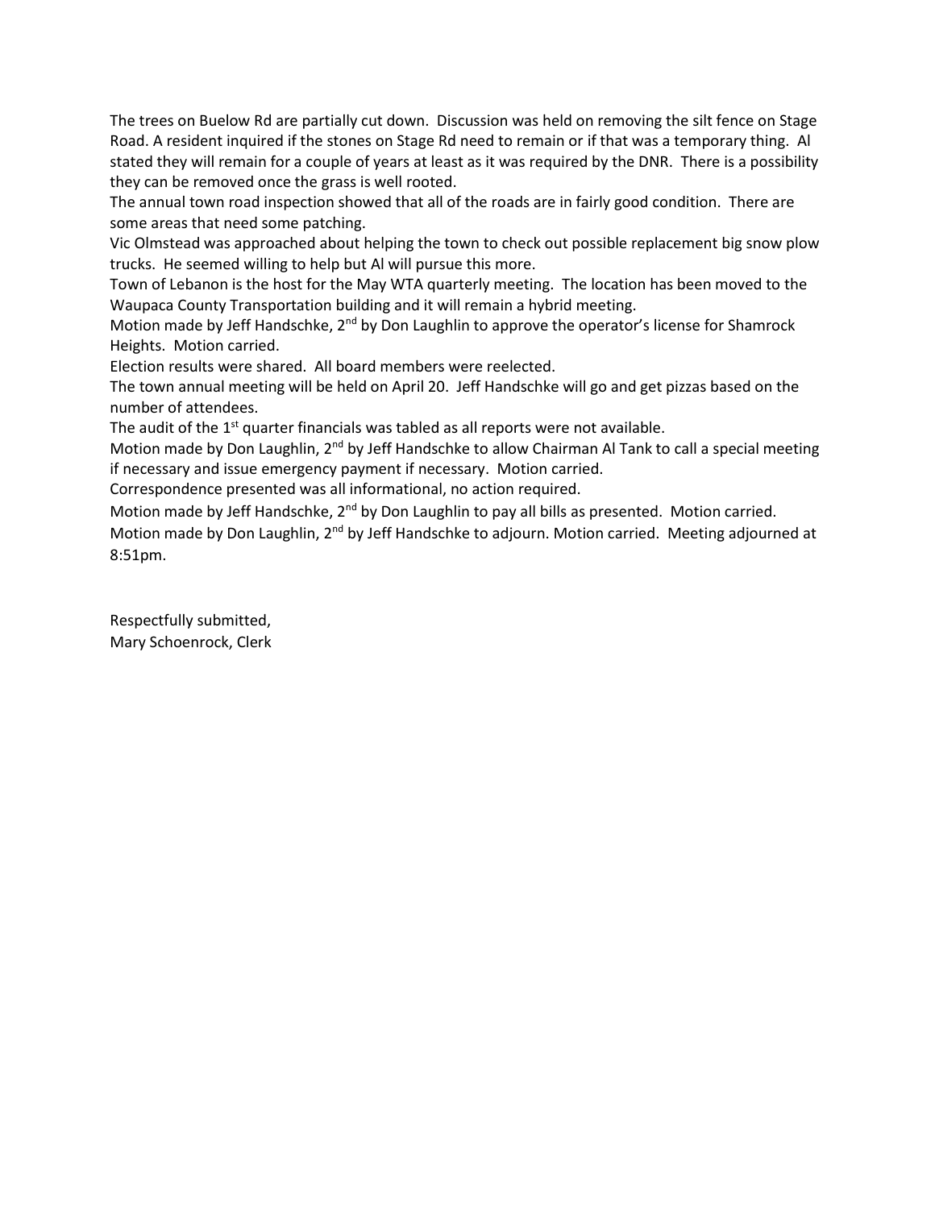The trees on Buelow Rd are partially cut down. Discussion was held on removing the silt fence on Stage Road. A resident inquired if the stones on Stage Rd need to remain or if that was a temporary thing. Al stated they will remain for a couple of years at least as it was required by the DNR. There is a possibility they can be removed once the grass is well rooted.

The annual town road inspection showed that all of the roads are in fairly good condition. There are some areas that need some patching.

Vic Olmstead was approached about helping the town to check out possible replacement big snow plow trucks. He seemed willing to help but Al will pursue this more.

Town of Lebanon is the host for the May WTA quarterly meeting. The location has been moved to the Waupaca County Transportation building and it will remain a hybrid meeting.

Motion made by Jeff Handschke, 2nd by Don Laughlin to approve the operator's license for Shamrock Heights. Motion carried.

Election results were shared. All board members were reelected.

The town annual meeting will be held on April 20. Jeff Handschke will go and get pizzas based on the number of attendees.

The audit of the 1st quarter financials was tabled as all reports were not available.

Motion made by Don Laughlin, 2nd by Jeff Handschke to allow Chairman Al Tank to call a special meeting if necessary and issue emergency payment if necessary. Motion carried.

Correspondence presented was all informational, no action required.

Motion made by Jeff Handschke, 2nd by Don Laughlin to pay all bills as presented. Motion carried.

Motion made by Don Laughlin, 2nd by Jeff Handschke to adjourn. Motion carried. Meeting adjourned at 8:51pm.

Respectfully submitted,
Mary Schoenrock, Clerk